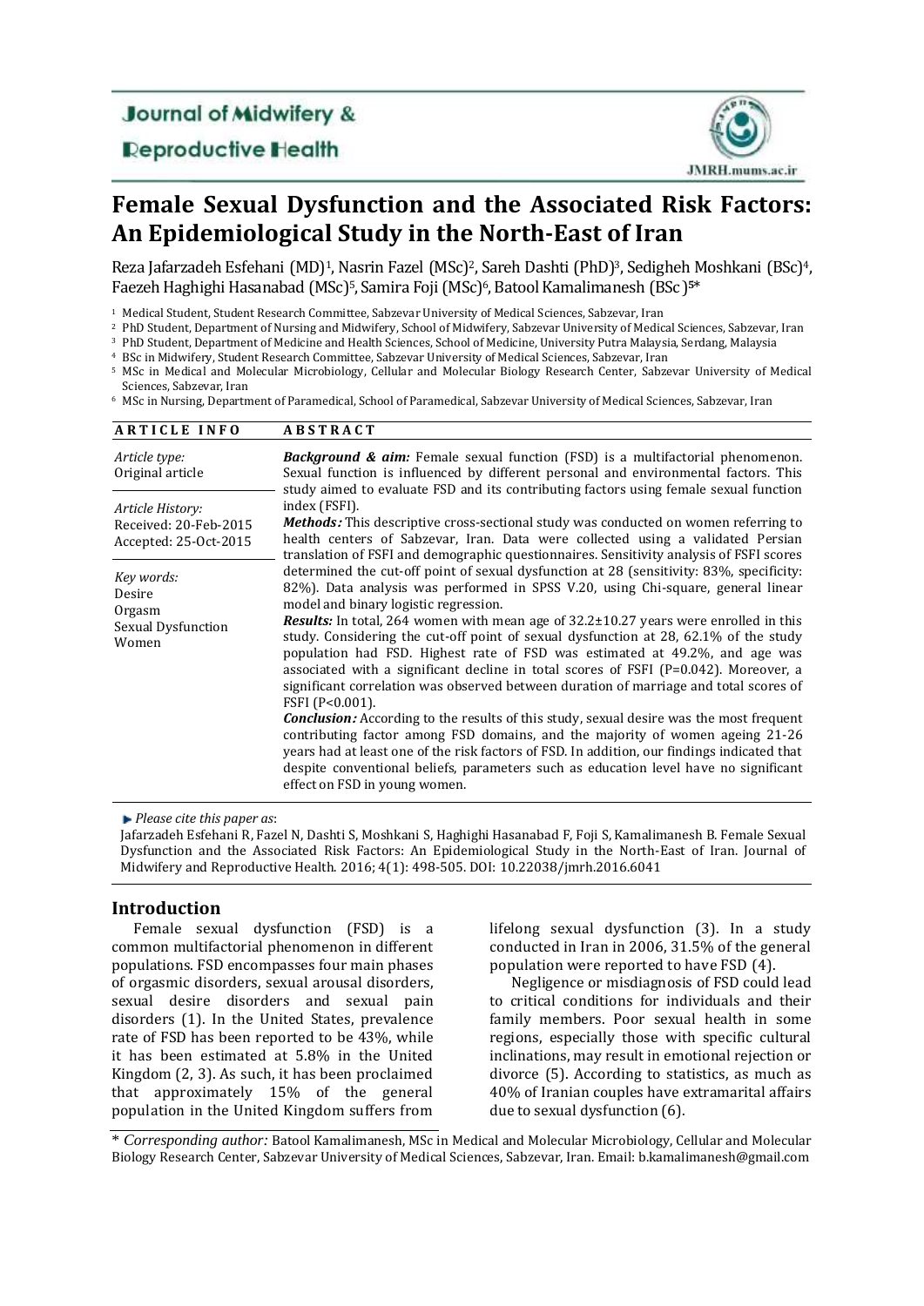Journal of Midwifery & Reproductive Health

JMRH.mums.ac.ir

# Female Sexual Dysfunction and the Associated Risk Factors: An Epidemiological Study in the North-East of Iran

Reza Jafarzadeh Esfehani (MD)[1], Nasrin Fazel (MSc)[2], Sareh Dashti (PhD)[3], Sedigheh Moshkani (BSc)[4], Faezeh Haghighi Hasanabad (MSc)[5], Samira Foji (MSc)[6], Batool Kamalimanesh (BSc)[5]*

[1] Medical Student, Student Research Committee, Sabzevar University of Medical Sciences, Sabzevar, Iran
[2] PhD Student, Department of Nursing and Midwifery, School of Midwifery, Sabzevar University of Medical Sciences, Sabzevar, Iran
[3] PhD Student, Department of Medicine and Health Sciences, School of Medicine, University Putra Malaysia, Serdang, Malaysia
[4] BSc in Midwifery, Student Research Committee, Sabzevar University of Medical Sciences, Sabzevar, Iran
[5] MSc in Medical and Molecular Microbiology, Cellular and Molecular Biology Research Center, Sabzevar University of Medical Sciences, Sabzevar, Iran
[6] MSc in Nursing, Department of Paramedical, School of Paramedical, Sabzevar University of Medical Sciences, Sabzevar, Iran

## ARTICLE INFO

*Article type:*
Original article

*Article History:*
Received: 20-Feb-2015
Accepted: 25-Oct-2015

*Key words:*
Desire
Orgasm
Sexual Dysfunction
Women

## ABSTRACT

***Background & aim:*** Female sexual function (FSD) is a multifactorial phenomenon. Sexual function is influenced by different personal and environmental factors. This study aimed to evaluate FSD and its contributing factors using female sexual function index (FSFI).

***Methods:*** This descriptive cross-sectional study was conducted on women referring to health centers of Sabzevar, Iran. Data were collected using a validated Persian translation of FSFI and demographic questionnaires. Sensitivity analysis of FSFI scores determined the cut-off point of sexual dysfunction at 28 (sensitivity: 83%, specificity: 82%). Data analysis was performed in SPSS V.20, using Chi-square, general linear model and binary logistic regression.

***Results:*** In total, 264 women with mean age of 32.2±10.27 years were enrolled in this study. Considering the cut-off point of sexual dysfunction at 28, 62.1% of the study population had FSD. Highest rate of FSD was estimated at 49.2%, and age was associated with a significant decline in total scores of FSFI (P=0.042). Moreover, a significant correlation was observed between duration of marriage and total scores of FSFI (P<0.001).

***Conclusion:*** According to the results of this study, sexual desire was the most frequent contributing factor among FSD domains, and the majority of women ageing 21-26 years had at least one of the risk factors of FSD. In addition, our findings indicated that despite conventional beliefs, parameters such as education level have no significant effect on FSD in young women.

*Please cite this paper as*:
Jafarzadeh Esfehani R, Fazel N, Dashti S, Moshkani S, Haghighi Hasanabad F, Foji S, Kamalimanesh B. Female Sexual Dysfunction and the Associated Risk Factors: An Epidemiological Study in the North-East of Iran. Journal of Midwifery and Reproductive Health. 2016; 4(1): 498-505. DOI: 10.22038/jmrh.2016.6041

## Introduction

Female sexual dysfunction (FSD) is a common multifactorial phenomenon in different populations. FSD encompasses four main phases of orgasmic disorders, sexual arousal disorders, sexual desire disorders and sexual pain disorders (1). In the United States, prevalence rate of FSD has been reported to be 43%, while it has been estimated at 5.8% in the United Kingdom (2, 3). As such, it has been proclaimed that approximately 15% of the general population in the United Kingdom suffers from lifelong sexual dysfunction (3). In a study conducted in Iran in 2006, 31.5% of the general population were reported to have FSD (4).

Negligence or misdiagnosis of FSD could lead to critical conditions for individuals and their family members. Poor sexual health in some regions, especially those with specific cultural inclinations, may result in emotional rejection or divorce (5). According to statistics, as much as 40% of Iranian couples have extramarital affairs due to sexual dysfunction (6).

\* *Corresponding author:* Batool Kamalimanesh, MSc in Medical and Molecular Microbiology, Cellular and Molecular Biology Research Center, Sabzevar University of Medical Sciences, Sabzevar, Iran. Email: b.kamalimanesh@gmail.com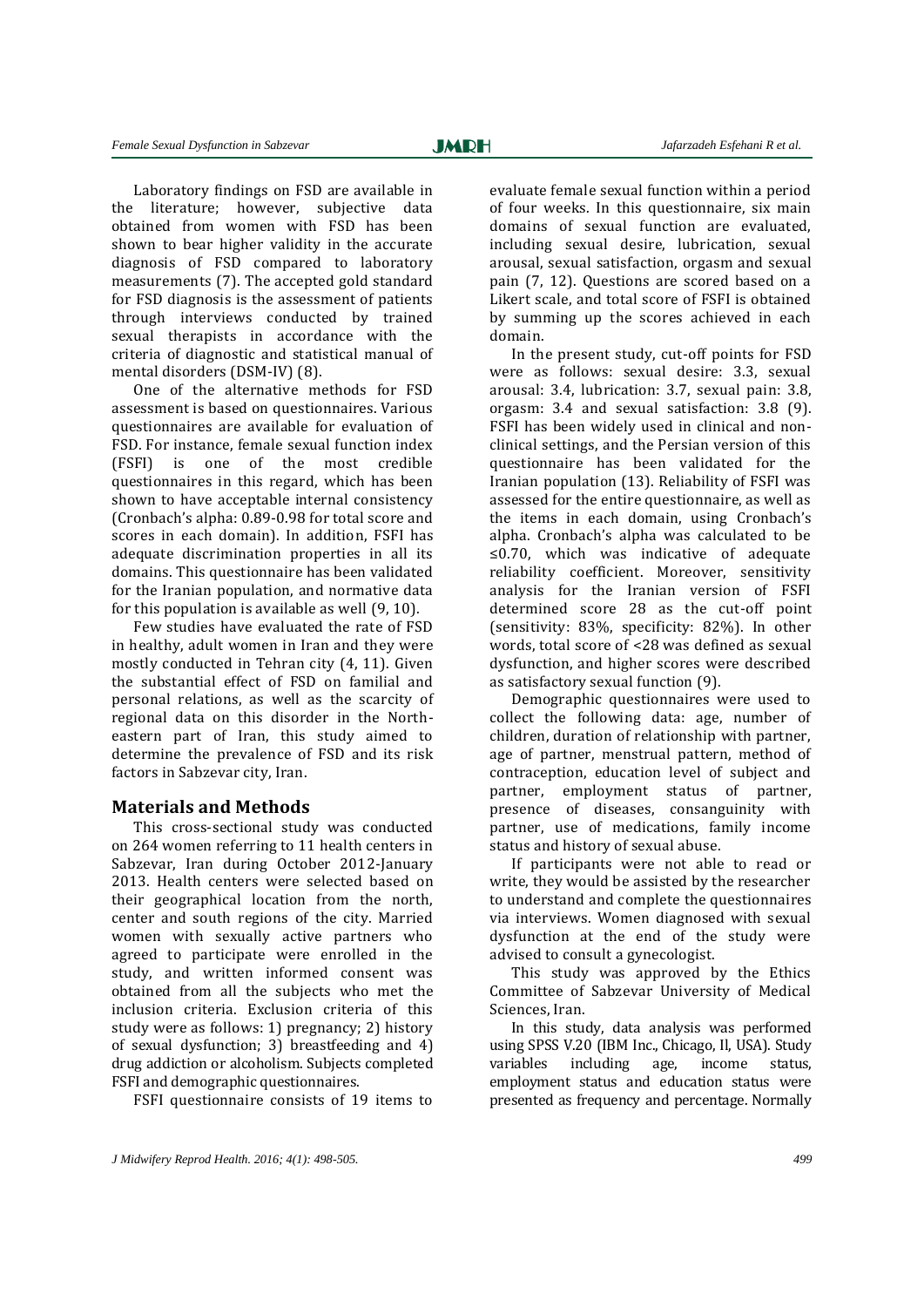Laboratory findings on FSD are available in the literature; however, subjective data obtained from women with FSD has been shown to bear higher validity in the accurate diagnosis of FSD compared to laboratory measurements (7). The accepted gold standard for FSD diagnosis is the assessment of patients through interviews conducted by trained sexual therapists in accordance with the criteria of diagnostic and statistical manual of mental disorders (DSM-IV) (8).

One of the alternative methods for FSD assessment is based on questionnaires. Various questionnaires are available for evaluation of FSD. For instance, female sexual function index (FSFI) is one of the most credible questionnaires in this regard, which has been shown to have acceptable internal consistency (Cronbach's alpha: 0.89-0.98 for total score and scores in each domain). In addition, FSFI has adequate discrimination properties in all its domains. This questionnaire has been validated for the Iranian population, and normative data for this population is available as well (9, 10).

Few studies have evaluated the rate of FSD in healthy, adult women in Iran and they were mostly conducted in Tehran city (4, 11). Given the substantial effect of FSD on familial and personal relations, as well as the scarcity of regional data on this disorder in the North-eastern part of Iran, this study aimed to determine the prevalence of FSD and its risk factors in Sabzevar city, Iran.

## Materials and Methods

This cross-sectional study was conducted on 264 women referring to 11 health centers in Sabzevar, Iran during October 2012-January 2013. Health centers were selected based on their geographical location from the north, center and south regions of the city. Married women with sexually active partners who agreed to participate were enrolled in the study, and written informed consent was obtained from all the subjects who met the inclusion criteria. Exclusion criteria of this study were as follows: 1) pregnancy; 2) history of sexual dysfunction; 3) breastfeeding and 4) drug addiction or alcoholism. Subjects completed FSFI and demographic questionnaires.

FSFI questionnaire consists of 19 items to evaluate female sexual function within a period of four weeks. In this questionnaire, six main domains of sexual function are evaluated, including sexual desire, lubrication, sexual arousal, sexual satisfaction, orgasm and sexual pain (7, 12). Questions are scored based on a Likert scale, and total score of FSFI is obtained by summing up the scores achieved in each domain.

In the present study, cut-off points for FSD were as follows: sexual desire: 3.3, sexual arousal: 3.4, lubrication: 3.7, sexual pain: 3.8, orgasm: 3.4 and sexual satisfaction: 3.8 (9). FSFI has been widely used in clinical and non-clinical settings, and the Persian version of this questionnaire has been validated for the Iranian population (13). Reliability of FSFI was assessed for the entire questionnaire, as well as the items in each domain, using Cronbach's alpha. Cronbach's alpha was calculated to be ≤0.70, which was indicative of adequate reliability coefficient. Moreover, sensitivity analysis for the Iranian version of FSFI determined score 28 as the cut-off point (sensitivity: 83%, specificity: 82%). In other words, total score of <28 was defined as sexual dysfunction, and higher scores were described as satisfactory sexual function (9).

Demographic questionnaires were used to collect the following data: age, number of children, duration of relationship with partner, age of partner, menstrual pattern, method of contraception, education level of subject and partner, employment status of partner, presence of diseases, consanguinity with partner, use of medications, family income status and history of sexual abuse.

If participants were not able to read or write, they would be assisted by the researcher to understand and complete the questionnaires via interviews. Women diagnosed with sexual dysfunction at the end of the study were advised to consult a gynecologist.

This study was approved by the Ethics Committee of Sabzevar University of Medical Sciences, Iran.

In this study, data analysis was performed using SPSS V.20 (IBM Inc., Chicago, Il, USA). Study variables including age, income status, employment status and education status were presented as frequency and percentage. Normally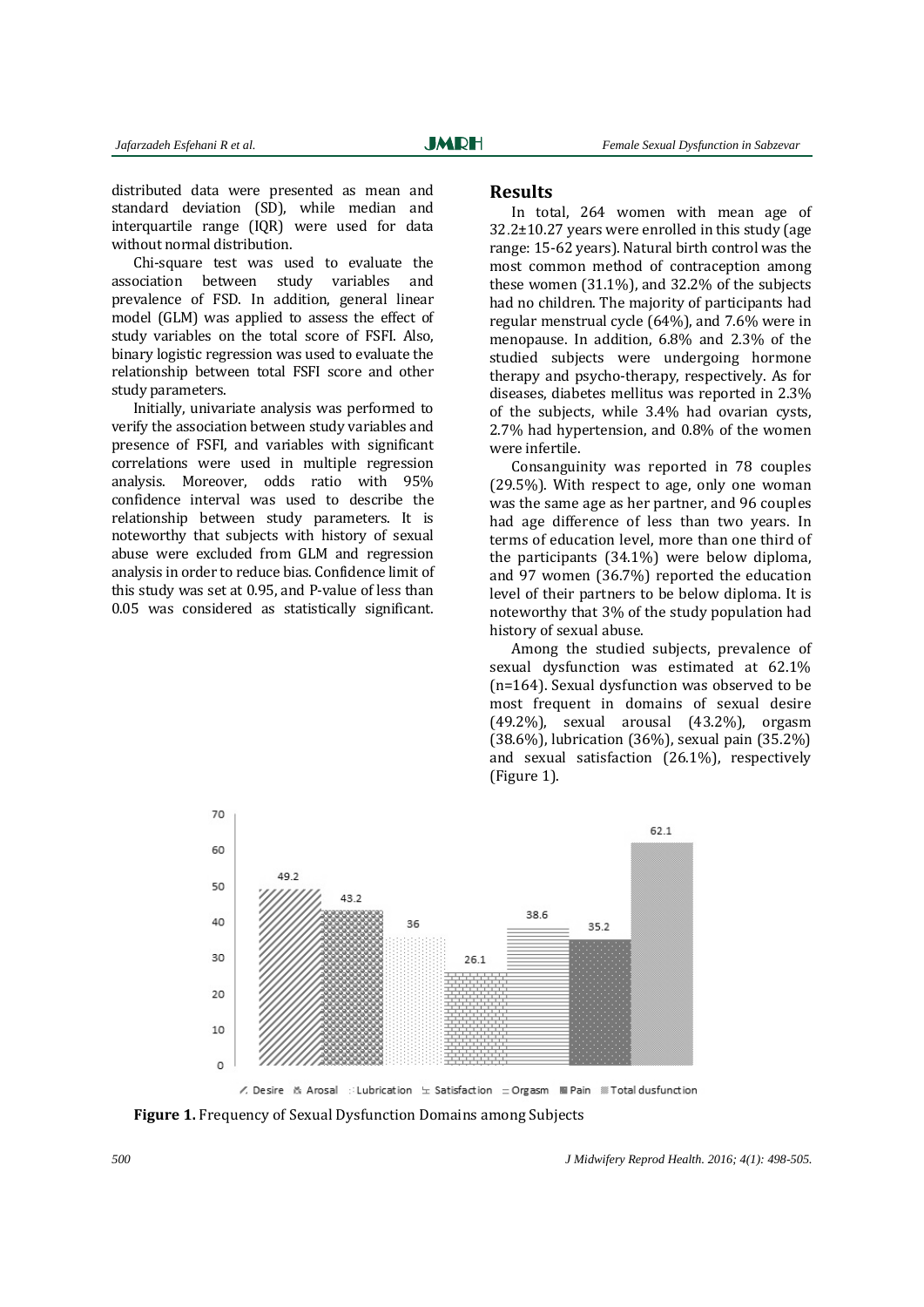distributed data were presented as mean and standard deviation (SD), while median and interquartile range (IQR) were used for data without normal distribution.

Chi-square test was used to evaluate the association between study variables and prevalence of FSD. In addition, general linear model (GLM) was applied to assess the effect of study variables on the total score of FSFI. Also, binary logistic regression was used to evaluate the relationship between total FSFI score and other study parameters.

Initially, univariate analysis was performed to verify the association between study variables and presence of FSFI, and variables with significant correlations were used in multiple regression analysis. Moreover, odds ratio with 95% confidence interval was used to describe the relationship between study parameters. It is noteworthy that subjects with history of sexual abuse were excluded from GLM and regression analysis in order to reduce bias. Confidence limit of this study was set at 0.95, and P-value of less than 0.05 was considered as statistically significant.

## Results

In total, 264 women with mean age of 32.2±10.27 years were enrolled in this study (age range: 15-62 years). Natural birth control was the most common method of contraception among these women (31.1%), and 32.2% of the subjects had no children. The majority of participants had regular menstrual cycle (64%), and 7.6% were in menopause. In addition, 6.8% and 2.3% of the studied subjects were undergoing hormone therapy and psycho-therapy, respectively. As for diseases, diabetes mellitus was reported in 2.3% of the subjects, while 3.4% had ovarian cysts, 2.7% had hypertension, and 0.8% of the women were infertile.

Consanguinity was reported in 78 couples (29.5%). With respect to age, only one woman was the same age as her partner, and 96 couples had age difference of less than two years. In terms of education level, more than one third of the participants (34.1%) were below diploma, and 97 women (36.7%) reported the education level of their partners to be below diploma. It is noteworthy that 3% of the study population had history of sexual abuse.

Among the studied subjects, prevalence of sexual dysfunction was estimated at 62.1% (n=164). Sexual dysfunction was observed to be most frequent in domains of sexual desire (49.2%), sexual arousal (43.2%), orgasm (38.6%), lubrication (36%), sexual pain (35.2%) and sexual satisfaction (26.1%), respectively (Figure 1).

| Domain | Frequency (%) |
|---|---|
| Desire | 49.2 |
| Arosal | 43.2 |
| Lubrication | 36 |
| Satisfaction | 26.1 |
| Orgasm | 38.6 |
| Pain | 35.2 |
| Total dusfunction | 62.1 |

**Figure 1.** Frequency of Sexual Dysfunction Domains among Subjects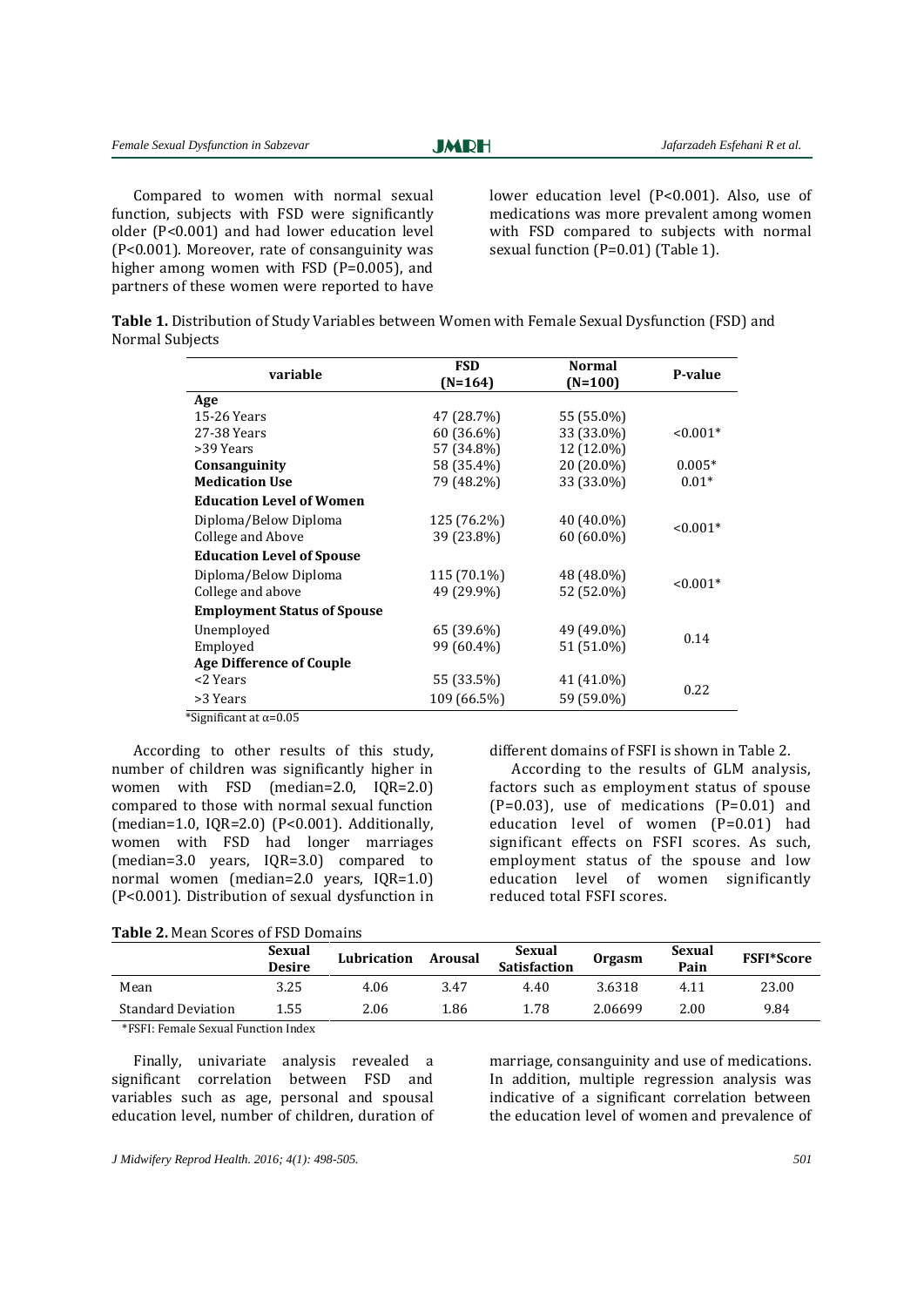Compared to women with normal sexual function, subjects with FSD were significantly older (P<0.001) and had lower education level (P<0.001). Moreover, rate of consanguinity was higher among women with FSD (P=0.005), and partners of these women were reported to have lower education level (P<0.001). Also, use of medications was more prevalent among women with FSD compared to subjects with normal sexual function (P=0.01) (Table 1).

**Table 1.** Distribution of Study Variables between Women with Female Sexual Dysfunction (FSD) and Normal Subjects

| variable | FSD (N=164) | Normal (N=100) | P-value |
|---|---|---|---|
| **Age** | | | |
| 15-26 Years | 47 (28.7%) | 55 (55.0%) | |
| 27-38 Years | 60 (36.6%) | 33 (33.0%) | <0.001* |
| >39 Years | 57 (34.8%) | 12 (12.0%) | |
| **Consanguinity** | 58 (35.4%) | 20 (20.0%) | 0.005* |
| **Medication Use** | 79 (48.2%) | 33 (33.0%) | 0.01* |
| **Education Level of Women** | | | |
| Diploma/Below Diploma | 125 (76.2%) | 40 (40.0%) | <0.001* |
| College and Above | 39 (23.8%) | 60 (60.0%) | |
| **Education Level of Spouse** | | | |
| Diploma/Below Diploma | 115 (70.1%) | 48 (48.0%) | <0.001* |
| College and above | 49 (29.9%) | 52 (52.0%) | |
| **Employment Status of Spouse** | | | |
| Unemployed | 65 (39.6%) | 49 (49.0%) | 0.14 |
| Employed | 99 (60.4%) | 51 (51.0%) | |
| **Age Difference of Couple** | | | |
| <2 Years | 55 (33.5%) | 41 (41.0%) | 0.22 |
| >3 Years | 109 (66.5%) | 59 (59.0%) | |

*Significant at α=0.05

According to other results of this study, number of children was significantly higher in women with FSD (median=2.0, IQR=2.0) compared to those with normal sexual function (median=1.0, IQR=2.0) (P<0.001). Additionally, women with FSD had longer marriages (median=3.0 years, IQR=3.0) compared to normal women (median=2.0 years, IQR=1.0) (P<0.001). Distribution of sexual dysfunction in different domains of FSFI is shown in Table 2.

According to the results of GLM analysis, factors such as employment status of spouse (P=0.03), use of medications (P=0.01) and education level of women (P=0.01) had significant effects on FSFI scores. As such, employment status of the spouse and low education level of women significantly reduced total FSFI scores.

**Table 2.** Mean Scores of FSD Domains

| | Sexual Desire | Lubrication | Arousal | Sexual Satisfaction | Orgasm | Sexual Pain | FSFI*Score |
|---|---|---|---|---|---|---|---|
| Mean | 3.25 | 4.06 | 3.47 | 4.40 | 3.6318 | 4.11 | 23.00 |
| Standard Deviation | 1.55 | 2.06 | 1.86 | 1.78 | 2.06699 | 2.00 | 9.84 |

*FSFI: Female Sexual Function Index

Finally, univariate analysis revealed a significant correlation between FSD and variables such as age, personal and spousal education level, number of children, duration of marriage, consanguinity and use of medications. In addition, multiple regression analysis was indicative of a significant correlation between the education level of women and prevalence of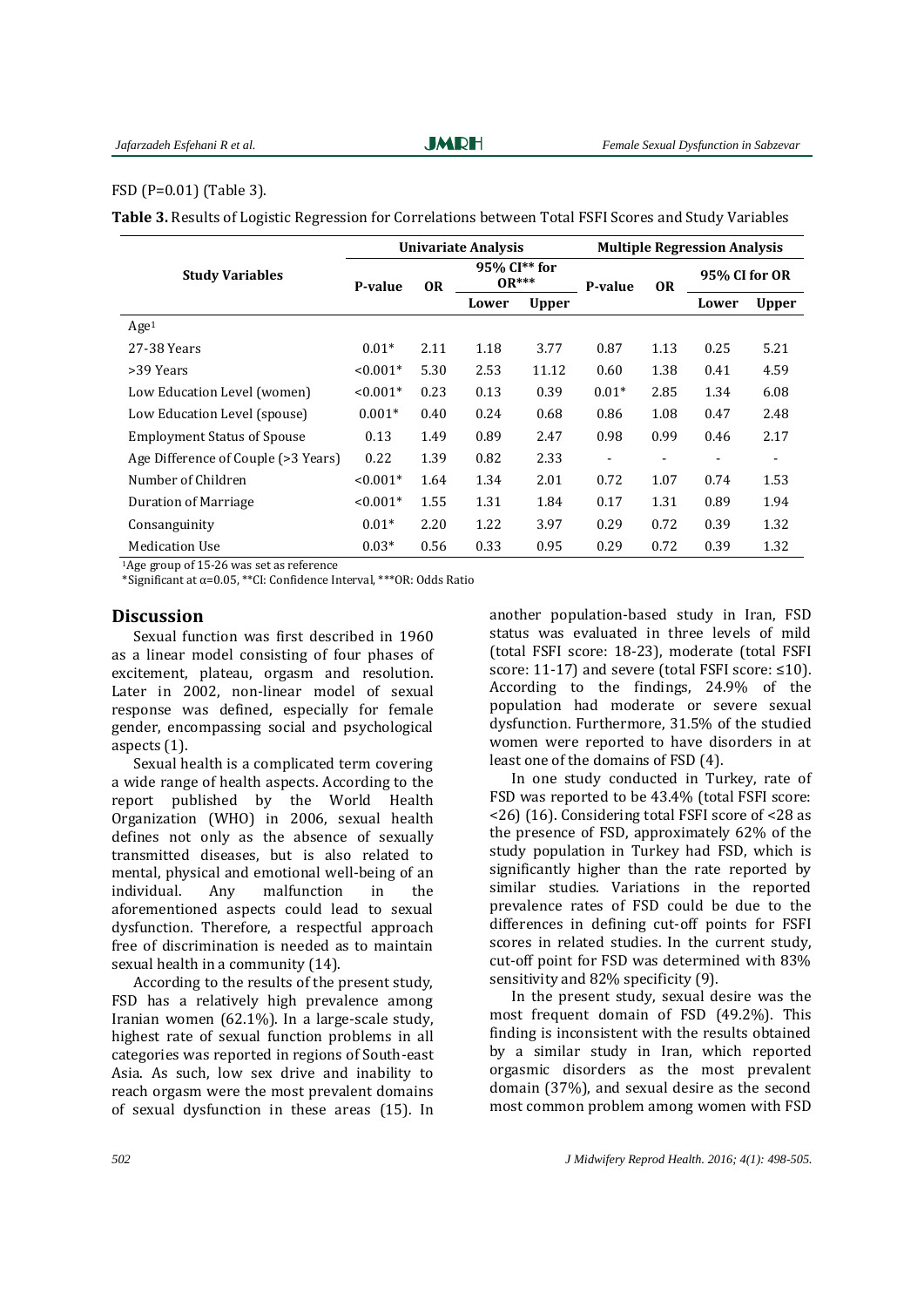FSD (P=0.01) (Table 3).

**Table 3.** Results of Logistic Regression for Correlations between Total FSFI Scores and Study Variables

| Study Variables | Univariate Analysis | | | | Multiple Regression Analysis | | | |
|---|---|---|---|---|---|---|---|---|
| | P-value | OR | 95% CI** for OR*** | | P-value | OR | 95% CI for OR | |
| | | | Lower | Upper | | | Lower | Upper |
| Age[1] | | | | | | | | |
| 27-38 Years | 0.01* | 2.11 | 1.18 | 3.77 | 0.87 | 1.13 | 0.25 | 5.21 |
| >39 Years | <0.001* | 5.30 | 2.53 | 11.12 | 0.60 | 1.38 | 0.41 | 4.59 |
| Low Education Level (women) | <0.001* | 0.23 | 0.13 | 0.39 | 0.01* | 2.85 | 1.34 | 6.08 |
| Low Education Level (spouse) | 0.001* | 0.40 | 0.24 | 0.68 | 0.86 | 1.08 | 0.47 | 2.48 |
| Employment Status of Spouse | 0.13 | 1.49 | 0.89 | 2.47 | 0.98 | 0.99 | 0.46 | 2.17 |
| Age Difference of Couple (>3 Years) | 0.22 | 1.39 | 0.82 | 2.33 | - | - | - | - |
| Number of Children | <0.001* | 1.64 | 1.34 | 2.01 | 0.72 | 1.07 | 0.74 | 1.53 |
| Duration of Marriage | <0.001* | 1.55 | 1.31 | 1.84 | 0.17 | 1.31 | 0.89 | 1.94 |
| Consanguinity | 0.01* | 2.20 | 1.22 | 3.97 | 0.29 | 0.72 | 0.39 | 1.32 |
| Medication Use | 0.03* | 0.56 | 0.33 | 0.95 | 0.29 | 0.72 | 0.39 | 1.32 |

[1]Age group of 15-26 was set as reference

*Significant at α=0.05, **CI: Confidence Interval, ***OR: Odds Ratio

## Discussion

Sexual function was first described in 1960 as a linear model consisting of four phases of excitement, plateau, orgasm and resolution. Later in 2002, non-linear model of sexual response was defined, especially for female gender, encompassing social and psychological aspects (1).

Sexual health is a complicated term covering a wide range of health aspects. According to the report published by the World Health Organization (WHO) in 2006, sexual health defines not only as the absence of sexually transmitted diseases, but is also related to mental, physical and emotional well-being of an individual. Any malfunction in the aforementioned aspects could lead to sexual dysfunction. Therefore, a respectful approach free of discrimination is needed as to maintain sexual health in a community (14).

According to the results of the present study, FSD has a relatively high prevalence among Iranian women (62.1%). In a large-scale study, highest rate of sexual function problems in all categories was reported in regions of South-east Asia. As such, low sex drive and inability to reach orgasm were the most prevalent domains of sexual dysfunction in these areas (15). In another population-based study in Iran, FSD status was evaluated in three levels of mild (total FSFI score: 18-23), moderate (total FSFI score: 11-17) and severe (total FSFI score: ≤10). According to the findings, 24.9% of the population had moderate or severe sexual dysfunction. Furthermore, 31.5% of the studied women were reported to have disorders in at least one of the domains of FSD (4).

In one study conducted in Turkey, rate of FSD was reported to be 43.4% (total FSFI score: <26) (16). Considering total FSFI score of <28 as the presence of FSD, approximately 62% of the study population in Turkey had FSD, which is significantly higher than the rate reported by similar studies. Variations in the reported prevalence rates of FSD could be due to the differences in defining cut-off points for FSFI scores in related studies. In the current study, cut-off point for FSD was determined with 83% sensitivity and 82% specificity (9).

In the present study, sexual desire was the most frequent domain of FSD (49.2%). This finding is inconsistent with the results obtained by a similar study in Iran, which reported orgasmic disorders as the most prevalent domain (37%), and sexual desire as the second most common problem among women with FSD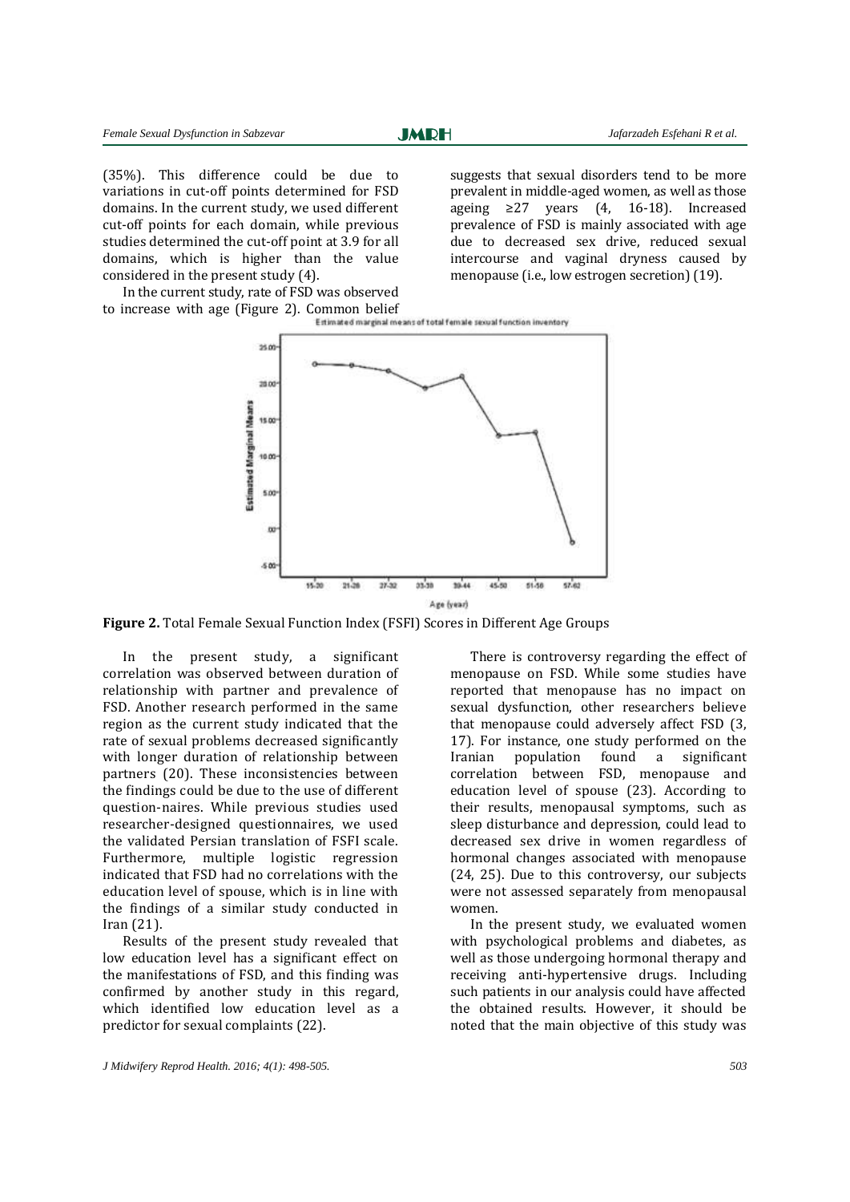(35%). This difference could be due to variations in cut-off points determined for FSD domains. In the current study, we used different cut-off points for each domain, while previous studies determined the cut-off point at 3.9 for all domains, which is higher than the value considered in the present study (4).

In the current study, rate of FSD was observed to increase with age (Figure 2). Common belief suggests that sexual disorders tend to be more prevalent in middle-aged women, as well as those ageing ≥27 years (4, 16-18). Increased prevalence of FSD is mainly associated with age due to decreased sex drive, reduced sexual intercourse and vaginal dryness caused by menopause (i.e., low estrogen secretion) (19).

**Figure 2.** Total Female Sexual Function Index (FSFI) Scores in Different Age Groups

In the present study, a significant correlation was observed between duration of relationship with partner and prevalence of FSD. Another research performed in the same region as the current study indicated that the rate of sexual problems decreased significantly with longer duration of relationship between partners (20). These inconsistencies between the findings could be due to the use of different question-naires. While previous studies used researcher-designed questionnaires, we used the validated Persian translation of FSFI scale. Furthermore, multiple logistic regression indicated that FSD had no correlations with the education level of spouse, which is in line with the findings of a similar study conducted in Iran (21).

Results of the present study revealed that low education level has a significant effect on the manifestations of FSD, and this finding was confirmed by another study in this regard, which identified low education level as a predictor for sexual complaints (22).

There is controversy regarding the effect of menopause on FSD. While some studies have reported that menopause has no impact on sexual dysfunction, other researchers believe that menopause could adversely affect FSD (3, 17). For instance, one study performed on the Iranian population found a significant correlation between FSD, menopause and education level of spouse (23). According to their results, menopausal symptoms, such as sleep disturbance and depression, could lead to decreased sex drive in women regardless of hormonal changes associated with menopause (24, 25). Due to this controversy, our subjects were not assessed separately from menopausal women.

In the present study, we evaluated women with psychological problems and diabetes, as well as those undergoing hormonal therapy and receiving anti-hypertensive drugs. Including such patients in our analysis could have affected the obtained results. However, it should be noted that the main objective of this study was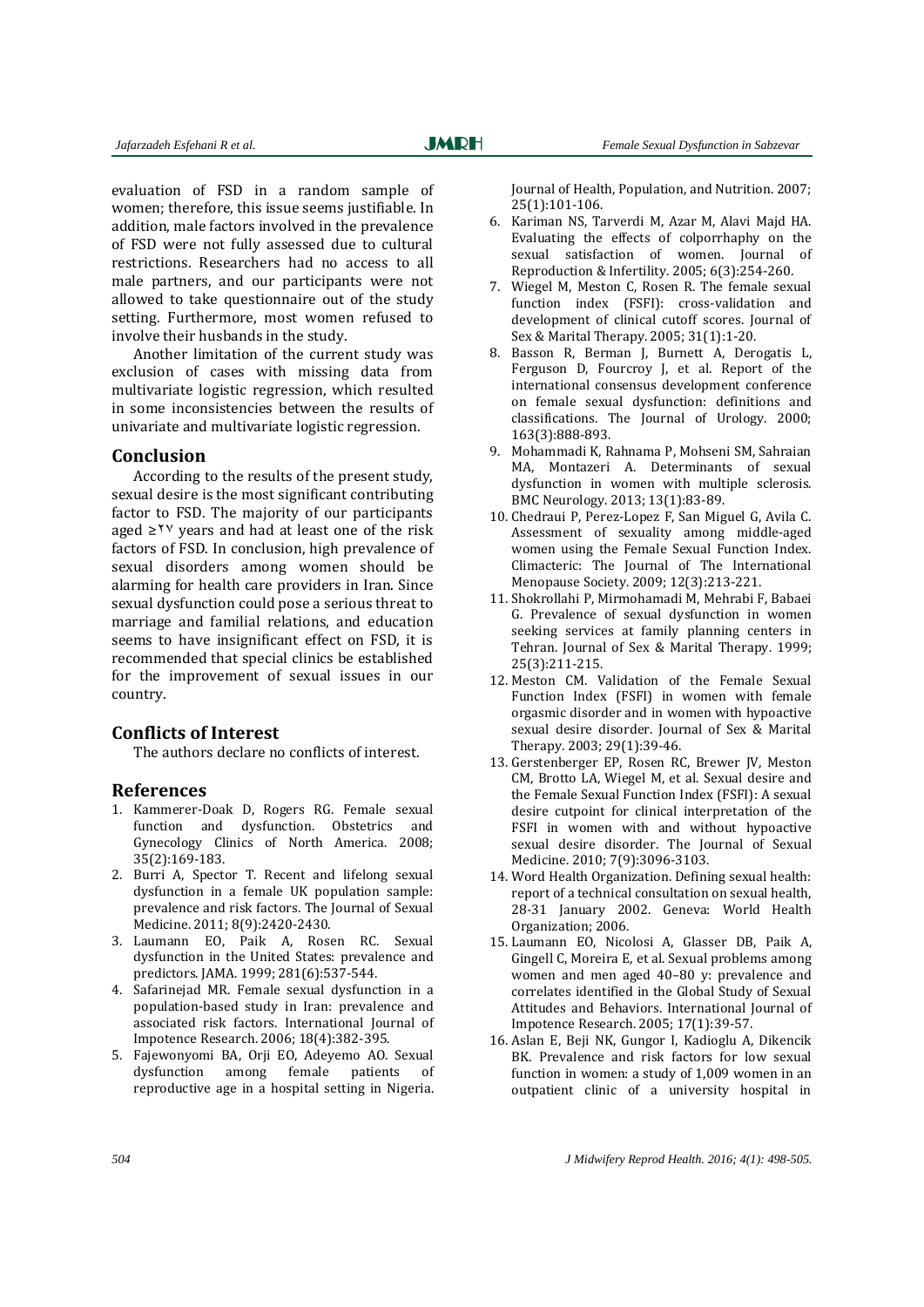evaluation of FSD in a random sample of women; therefore, this issue seems justifiable. In addition, male factors involved in the prevalence of FSD were not fully assessed due to cultural restrictions. Researchers had no access to all male partners, and our participants were not allowed to take questionnaire out of the study setting. Furthermore, most women refused to involve their husbands in the study.

Another limitation of the current study was exclusion of cases with missing data from multivariate logistic regression, which resulted in some inconsistencies between the results of univariate and multivariate logistic regression.

## Conclusion

According to the results of the present study, sexual desire is the most significant contributing factor to FSD. The majority of our participants aged ≥۲۷ years and had at least one of the risk factors of FSD. In conclusion, high prevalence of sexual disorders among women should be alarming for health care providers in Iran. Since sexual dysfunction could pose a serious threat to marriage and familial relations, and education seems to have insignificant effect on FSD, it is recommended that special clinics be established for the improvement of sexual issues in our country.

## Conflicts of Interest

The authors declare no conflicts of interest.

## References

1. Kammerer-Doak D, Rogers RG. Female sexual function and dysfunction. Obstetrics and Gynecology Clinics of North America. 2008; 35(2):169-183.
2. Burri A, Spector T. Recent and lifelong sexual dysfunction in a female UK population sample: prevalence and risk factors. The Journal of Sexual Medicine. 2011; 8(9):2420-2430.
3. Laumann EO, Paik A, Rosen RC. Sexual dysfunction in the United States: prevalence and predictors. JAMA. 1999; 281(6):537-544.
4. Safarinejad MR. Female sexual dysfunction in a population-based study in Iran: prevalence and associated risk factors. International Journal of Impotence Research. 2006; 18(4):382-395.
5. Fajewonyomi BA, Orji EO, Adeyemo AO. Sexual dysfunction among female patients of reproductive age in a hospital setting in Nigeria. Journal of Health, Population, and Nutrition. 2007; 25(1):101-106.
6. Kariman NS, Tarverdi M, Azar M, Alavi Majd HA. Evaluating the effects of colporrhaphy on the sexual satisfaction of women. Journal of Reproduction & Infertility. 2005; 6(3):254-260.
7. Wiegel M, Meston C, Rosen R. The female sexual function index (FSFI): cross-validation and development of clinical cutoff scores. Journal of Sex & Marital Therapy. 2005; 31(1):1-20.
8. Basson R, Berman J, Burnett A, Derogatis L, Ferguson D, Fourcroy J, et al. Report of the international consensus development conference on female sexual dysfunction: definitions and classifications. The Journal of Urology. 2000; 163(3):888-893.
9. Mohammadi K, Rahnama P, Mohseni SM, Sahraian MA, Montazeri A. Determinants of sexual dysfunction in women with multiple sclerosis. BMC Neurology. 2013; 13(1):83-89.
10. Chedraui P, Perez-Lopez F, San Miguel G, Avila C. Assessment of sexuality among middle-aged women using the Female Sexual Function Index. Climacteric: The Journal of The International Menopause Society. 2009; 12(3):213-221.
11. Shokrollahi P, Mirmohamadi M, Mehrabi F, Babaei G. Prevalence of sexual dysfunction in women seeking services at family planning centers in Tehran. Journal of Sex & Marital Therapy. 1999; 25(3):211-215.
12. Meston CM. Validation of the Female Sexual Function Index (FSFI) in women with female orgasmic disorder and in women with hypoactive sexual desire disorder. Journal of Sex & Marital Therapy. 2003; 29(1):39-46.
13. Gerstenberger EP, Rosen RC, Brewer JV, Meston CM, Brotto LA, Wiegel M, et al. Sexual desire and the Female Sexual Function Index (FSFI): A sexual desire cutpoint for clinical interpretation of the FSFI in women with and without hypoactive sexual desire disorder. The Journal of Sexual Medicine. 2010; 7(9):3096-3103.
14. Word Health Organization. Defining sexual health: report of a technical consultation on sexual health, 28-31 January 2002. Geneva: World Health Organization; 2006.
15. Laumann EO, Nicolosi A, Glasser DB, Paik A, Gingell C, Moreira E, et al. Sexual problems among women and men aged 40–80 y: prevalence and correlates identified in the Global Study of Sexual Attitudes and Behaviors. International Journal of Impotence Research. 2005; 17(1):39-57.
16. Aslan E, Beji NK, Gungor I, Kadioglu A, Dikencik BK. Prevalence and risk factors for low sexual function in women: a study of 1,009 women in an outpatient clinic of a university hospital in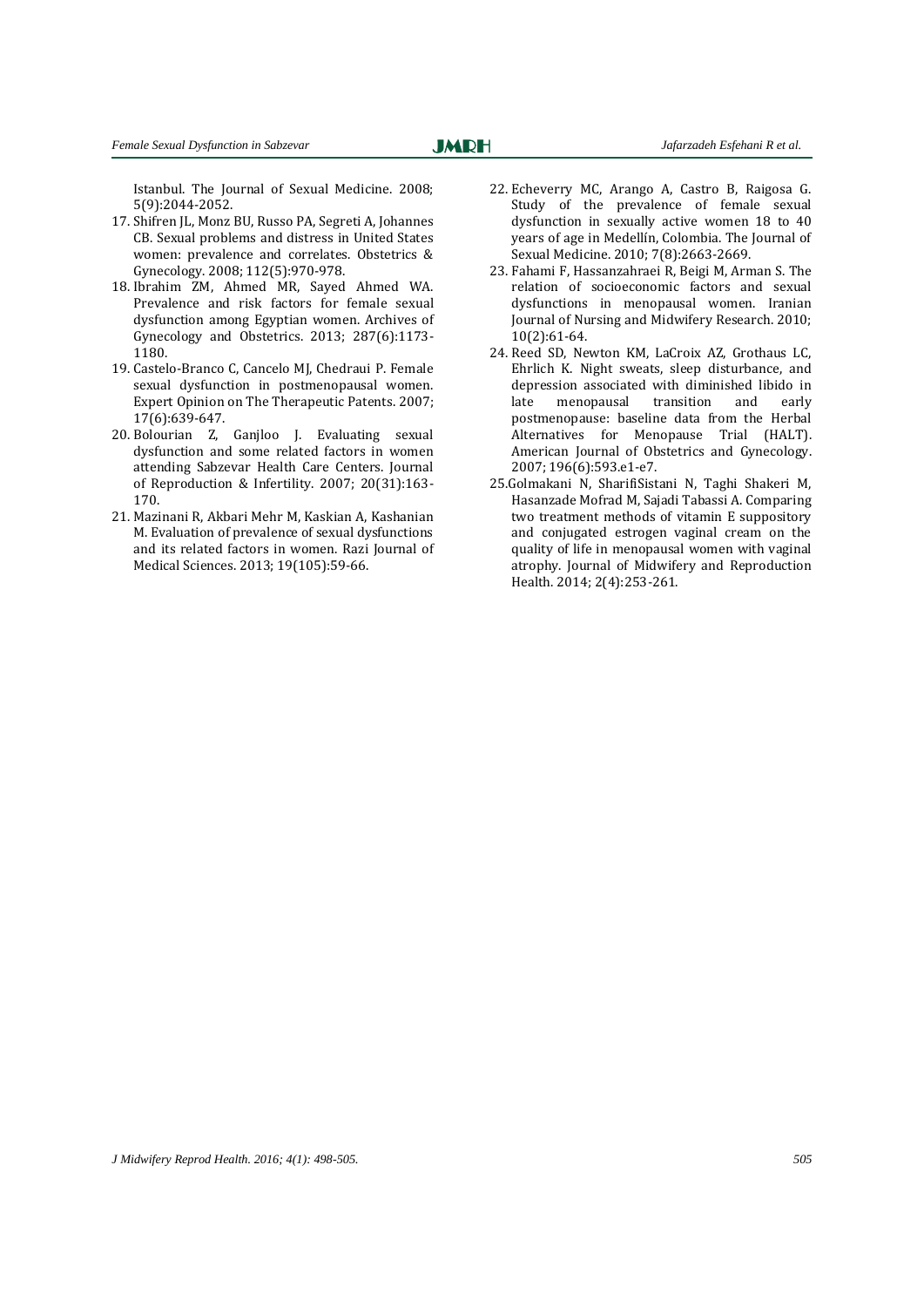Istanbul. The Journal of Sexual Medicine. 2008; 5(9):2044-2052.

17. Shifren JL, Monz BU, Russo PA, Segreti A, Johannes CB. Sexual problems and distress in United States women: prevalence and correlates. Obstetrics & Gynecology. 2008; 112(5):970-978.
18. Ibrahim ZM, Ahmed MR, Sayed Ahmed WA. Prevalence and risk factors for female sexual dysfunction among Egyptian women. Archives of Gynecology and Obstetrics. 2013; 287(6):1173-1180.
19. Castelo-Branco C, Cancelo MJ, Chedraui P. Female sexual dysfunction in postmenopausal women. Expert Opinion on The Therapeutic Patents. 2007; 17(6):639-647.
20. Bolourian Z, Ganjloo J. Evaluating sexual dysfunction and some related factors in women attending Sabzevar Health Care Centers. Journal of Reproduction & Infertility. 2007; 20(31):163-170.
21. Mazinani R, Akbari Mehr M, Kaskian A, Kashanian M. Evaluation of prevalence of sexual dysfunctions and its related factors in women. Razi Journal of Medical Sciences. 2013; 19(105):59-66.
22. Echeverry MC, Arango A, Castro B, Raigosa G. Study of the prevalence of female sexual dysfunction in sexually active women 18 to 40 years of age in Medellín, Colombia. The Journal of Sexual Medicine. 2010; 7(8):2663-2669.
23. Fahami F, Hassanzahraei R, Beigi M, Arman S. The relation of socioeconomic factors and sexual dysfunctions in menopausal women. Iranian Journal of Nursing and Midwifery Research. 2010; 10(2):61-64.
24. Reed SD, Newton KM, LaCroix AZ, Grothaus LC, Ehrlich K. Night sweats, sleep disturbance, and depression associated with diminished libido in late menopausal transition and early postmenopause: baseline data from the Herbal Alternatives for Menopause Trial (HALT). American Journal of Obstetrics and Gynecology. 2007; 196(6):593.e1-e7.
25. Golmakani N, SharifiSistani N, Taghi Shakeri M, Hasanzade Mofrad M, Sajadi Tabassi A. Comparing two treatment methods of vitamin E suppository and conjugated estrogen vaginal cream on the quality of life in menopausal women with vaginal atrophy. Journal of Midwifery and Reproduction Health. 2014; 2(4):253-261.